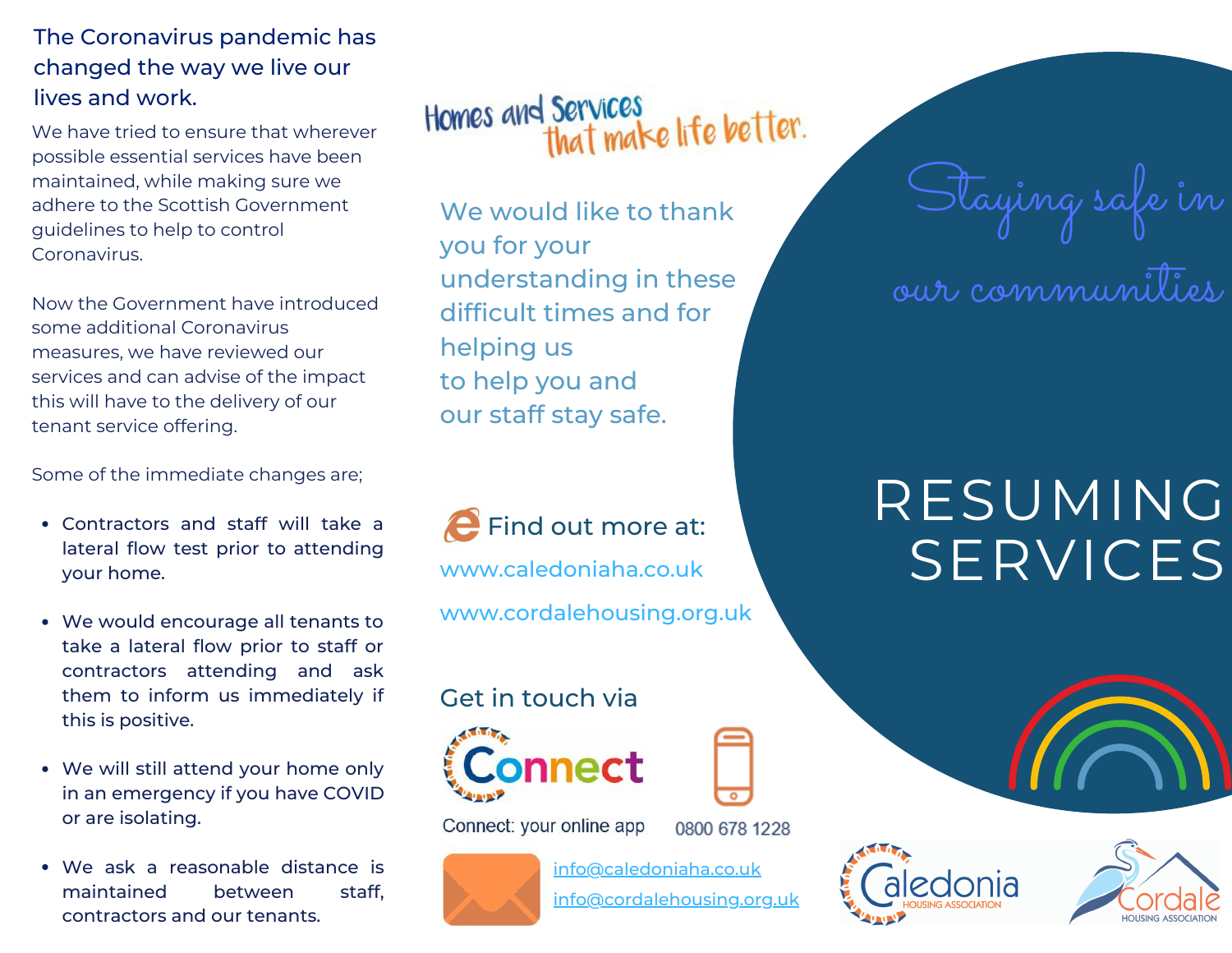The Coronavirus pandemic has changed the way we live our lives and work.

We have tried to ensure that wherever possible essential services have been maintained, while making sure we adhere to the Scottish Government guidelines to help to control Coronavirus.

Now the Government have introduced some additional Coronavirus measures, we have reviewed our services and can advise of the impact this will have to the delivery of our tenant service offering.

Some of the immediate changes are;

- Contractors and staff will take a lateral flow test prior to attending your home.
- We would encourage all tenants to take a lateral flow prior to staff or contractors attending and ask them to inform us immediately if this is positive.
- We will still attend your home only in an emergency if you have COVID or are isolating.
- We ask a reasonable distance is maintained between staff, contractors and our tenants.

Homes and Services that make life better.

We would like to thank you for your understanding in these difficult times and for helping us to help you and our staff stay safe.

Find out more at:

www.caledoniaha.co.uk

www.cordalehousing.org.uk

Get in touch via

Connect: your online app

0800 678 1228

info@caledoniaha.co.uk

info@cordalehousing.org.uk

Staying safe in our communities

# RESUMING SERVICES

Caledonia HOUSING ASSOCIATION

Cordale HOUSING ASSOCIATION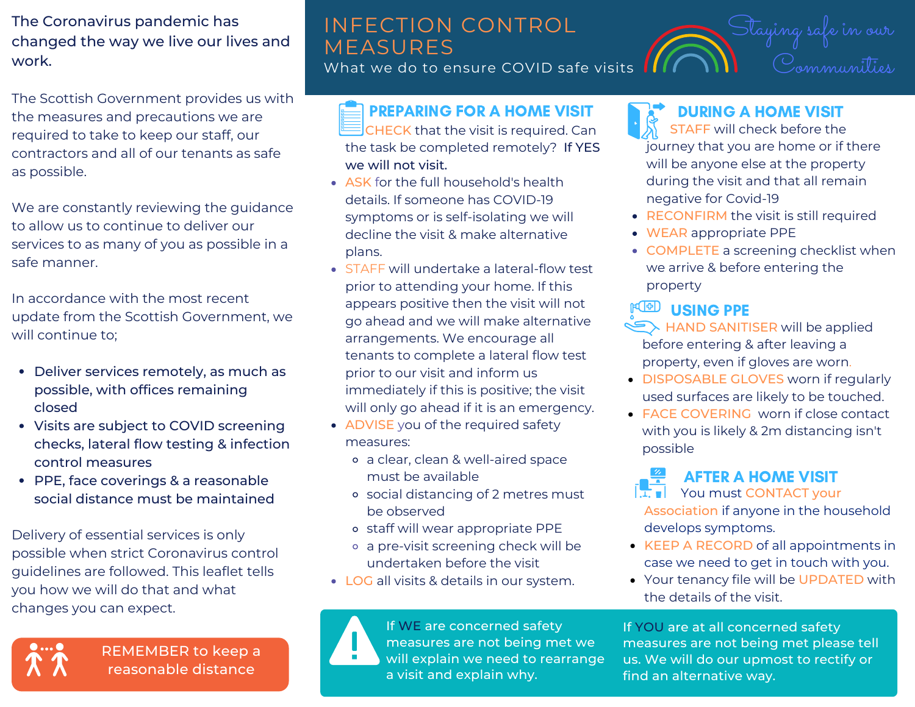The Coronavirus pandemic has changed the way we live our lives and work.

The Scottish Government provides us with the measures and precautions we are required to take to keep our staff, our contractors and all of our tenants as safe as possible.

We are constantly reviewing the guidance to allow us to continue to deliver our services to as many of you as possible in a safe manner.

In accordance with the most recent update from the Scottish Government, we will continue to;

- Deliver services remotely, as much as possible, with offices remaining closed
- Visits are subject to COVID screening checks, lateral flow testing & infection control measures
- PPE, face coverings & a reasonable social distance must be maintained

Delivery of essential services is only possible when strict Coronavirus control guidelines are followed. This leaflet tells you how we will do that and what changes you can expect.

REMEMBER to keep a reasonable distance

# INFECTION CONTROL MEASURES

What we do to ensure COVID safe visits

Staying safe in our Communities

## PREPARING FOR A HOME VISIT

CHECK that the visit is required. Can the task be completed remotely? **If YES we will not visit.**

- ASK for the full household's health details. If someone has COVID-19 symptoms or is self-isolating we will decline the visit & make alternative plans.
- STAFF will undertake a lateral-flow test prior to attending your home. If this appears positive then the visit will not go ahead and we will make alternative arrangements. We encourage all tenants to complete a lateral flow test prior to our visit and inform us immediately if this is positive; the visit will only go ahead if it is an emergency.
- ADVISE you of the required safety measures:
  - a clear, clean & well-aired space must be available
  - social distancing of 2 metres must be observed
  - staff will wear appropriate PPE
  - a pre-visit screening check will be undertaken before the visit
- LOG all visits & details in our system.

## DURING A HOME VISIT

STAFF will check before the journey that you are home or if there will be anyone else at the property during the visit and that all remain negative for Covid-19

- RECONFIRM the visit is still required
- WEAR appropriate PPE
- COMPLETE a screening checklist when we arrive & before entering the property

## USING PPE

HAND SANITISER will be applied before entering & after leaving a property, even if gloves are worn.

- DISPOSABLE GLOVES worn if regularly used surfaces are likely to be touched.
- FACE COVERING worn if close contact with you is likely & 2m distancing isn't possible

## AFTER A HOME VISIT

You must CONTACT your Association if anyone in the household develops symptoms.

- KEEP A RECORD of all appointments in case we need to get in touch with you.
- Your tenancy file will be UPDATED with the details of the visit.

If WE are concerned safety measures are not being met we will explain we need to rearrange a visit and explain why.

If YOU are at all concerned safety measures are not being met please tell us. We will do our upmost to rectify or find an alternative way.